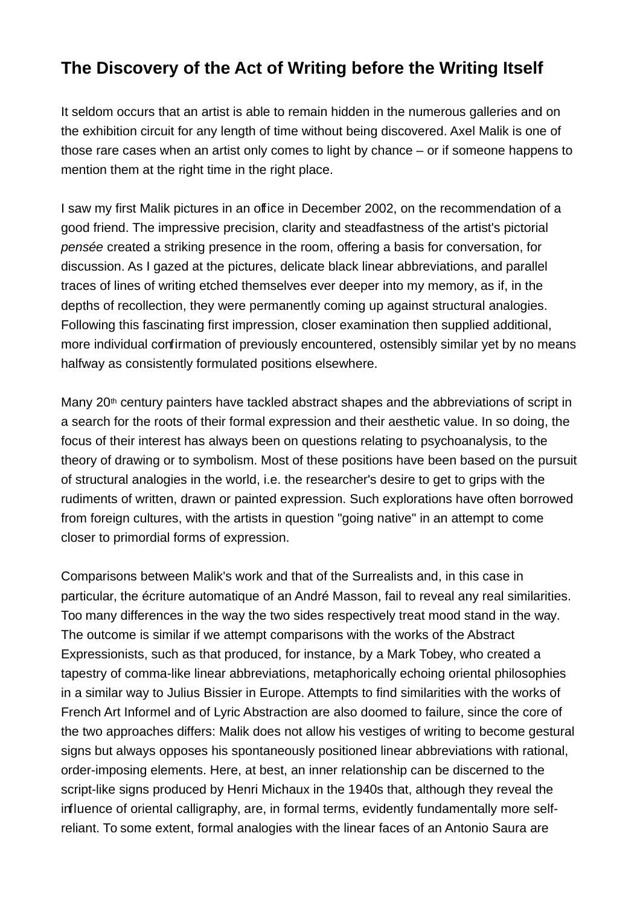# The Discovery of the Act of Writing before the Writing Itself

It seldom occurs that an artist is able to remain hidden in the numerous galleries and on the exhibition circuit for any length of time without being discovered. Axel Malik is one of those rare cases when an artist only comes to light by chance – or if someone happens to mention them at the right time in the right place.

I saw my first Malik pictures in an office in December 2002, on the recommendation of a good friend. The impressive precision, clarity and steadfastness of the artist's pictorial *pensée* created a striking presence in the room, offering a basis for conversation, for discussion. As I gazed at the pictures, delicate black linear abbreviations, and parallel traces of lines of writing etched themselves ever deeper into my memory, as if, in the depths of recollection, they were permanently coming up against structural analogies. Following this fascinating first impression, closer examination then supplied additional, more individual confirmation of previously encountered, ostensibly similar yet by no means halfway as consistently formulated positions elsewhere.

Many 20th century painters have tackled abstract shapes and the abbreviations of script in a search for the roots of their formal expression and their aesthetic value. In so doing, the focus of their interest has always been on questions relating to psychoanalysis, to the theory of drawing or to symbolism. Most of these positions have been based on the pursuit of structural analogies in the world, i.e. the researcher's desire to get to grips with the rudiments of written, drawn or painted expression. Such explorations have often borrowed from foreign cultures, with the artists in question "going native" in an attempt to come closer to primordial forms of expression.

Comparisons between Malik's work and that of the Surrealists and, in this case in particular, the écriture automatique of an André Masson, fail to reveal any real similarities. Too many differences in the way the two sides respectively treat mood stand in the way. The outcome is similar if we attempt comparisons with the works of the Abstract Expressionists, such as that produced, for instance, by a Mark Tobey, who created a tapestry of comma-like linear abbreviations, metaphorically echoing oriental philosophies in a similar way to Julius Bissier in Europe. Attempts to find similarities with the works of French Art Informel and of Lyric Abstraction are also doomed to failure, since the core of the two approaches differs: Malik does not allow his vestiges of writing to become gestural signs but always opposes his spontaneously positioned linear abbreviations with rational, order-imposing elements. Here, at best, an inner relationship can be discerned to the script-like signs produced by Henri Michaux in the 1940s that, although they reveal the influence of oriental calligraphy, are, in formal terms, evidently fundamentally more self-reliant. To some extent, formal analogies with the linear faces of an Antonio Saura are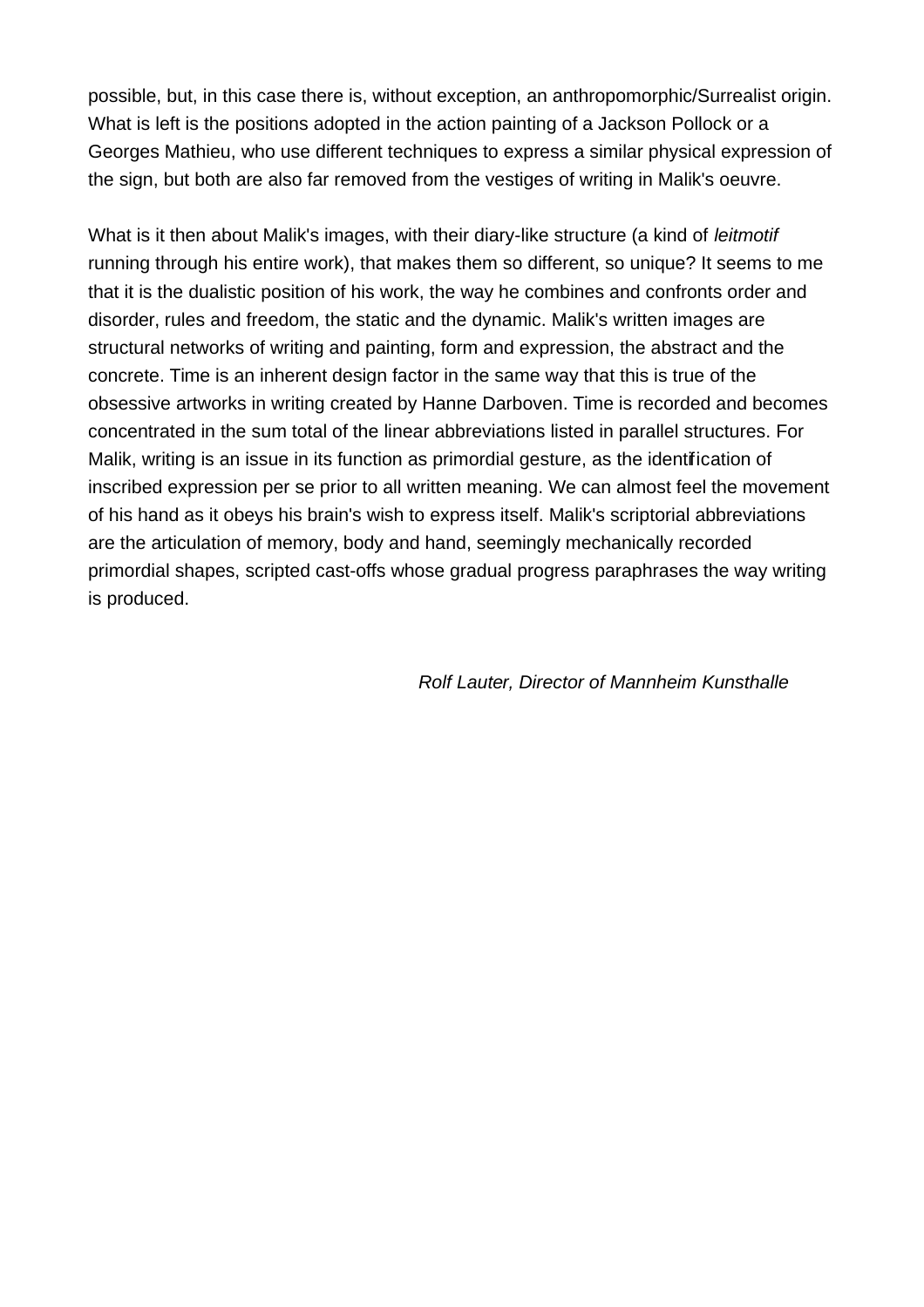possible, but, in this case there is, without exception, an anthropomorphic/Surrealist origin. What is left is the positions adopted in the action painting of a Jackson Pollock or a Georges Mathieu, who use different techniques to express a similar physical expression of the sign, but both are also far removed from the vestiges of writing in Malik's oeuvre.

What is it then about Malik's images, with their diary-like structure (a kind of *leitmotif* running through his entire work), that makes them so different, so unique? It seems to me that it is the dualistic position of his work, the way he combines and confronts order and disorder, rules and freedom, the static and the dynamic. Malik's written images are structural networks of writing and painting, form and expression, the abstract and the concrete. Time is an inherent design factor in the same way that this is true of the obsessive artworks in writing created by Hanne Darboven. Time is recorded and becomes concentrated in the sum total of the linear abbreviations listed in parallel structures. For Malik, writing is an issue in its function as primordial gesture, as the identification of inscribed expression per se prior to all written meaning. We can almost feel the movement of his hand as it obeys his brain's wish to express itself. Malik's scriptorial abbreviations are the articulation of memory, body and hand, seemingly mechanically recorded primordial shapes, scripted cast-offs whose gradual progress paraphrases the way writing is produced.

*Rolf Lauter, Director of Mannheim Kunsthalle*